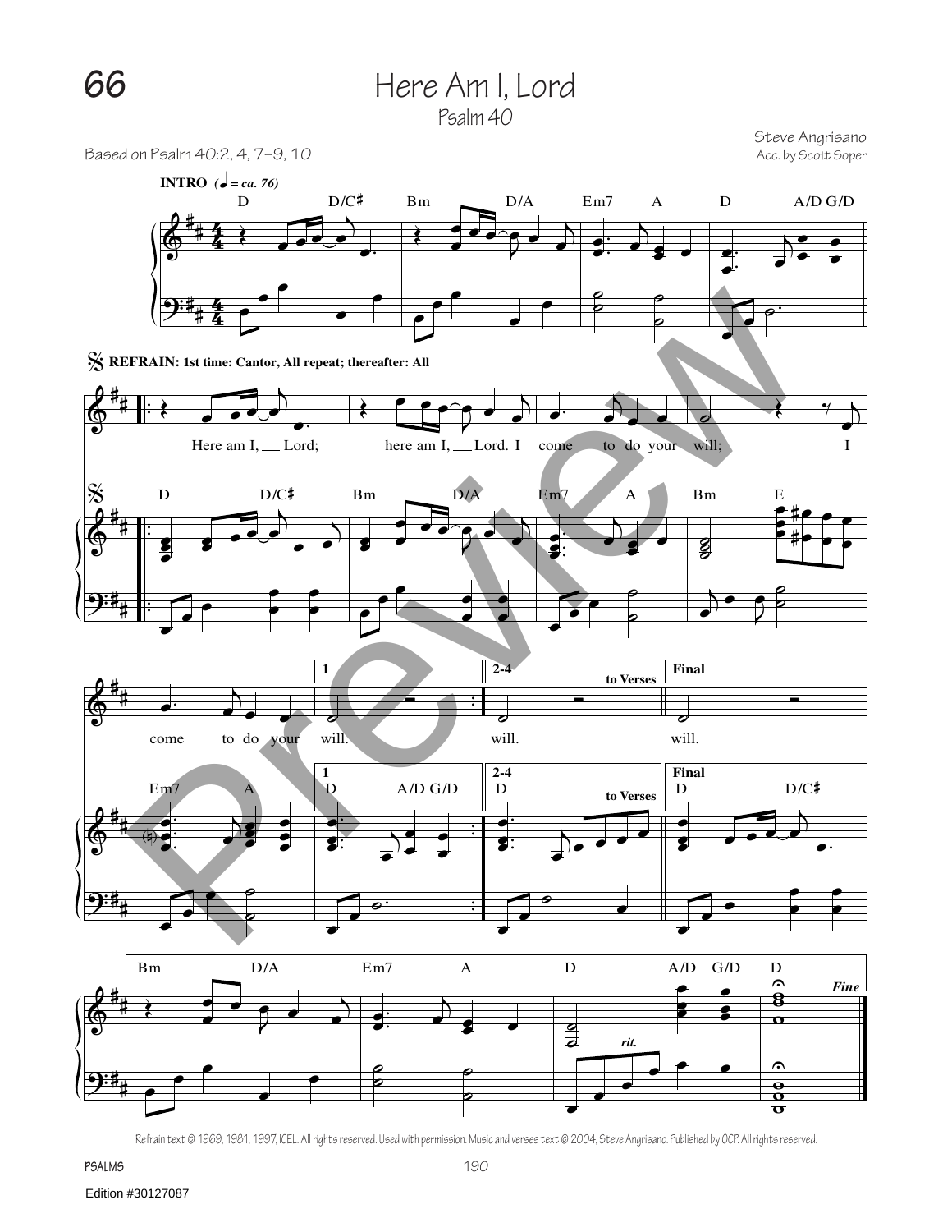# 66 Here Am I, Lord

## Psalm 40

Based on Psalm 40:2, 4, 7–9, 10

Steve Angrisano
Acc. by Scott Soper

**INTRO** (♩ = ca. 76)

D D/C♯ Bm D/A Em7 A D A/D G/D

**REFRAIN: 1st time: Cantor, All repeat; thereafter: All**

D D/C♯ Bm D/A Em7 A Bm E

Here am I, Lord; here am I, Lord. I come to do your will; I

Em7 A D A/D G/D

come to do your will.

1: will. | 2-4: will. *to Verses* | Final: will.

D D/C♯ Bm D/A Em7 A D A/D G/D D

*rit.* *Fine*

Refrain text © 1969, 1981, 1997, ICEL. All rights reserved. Used with permission. Music and verses text © 2004, Steve Angrisano. Published by OCP. All rights reserved.

PSALMS

Edition #30127087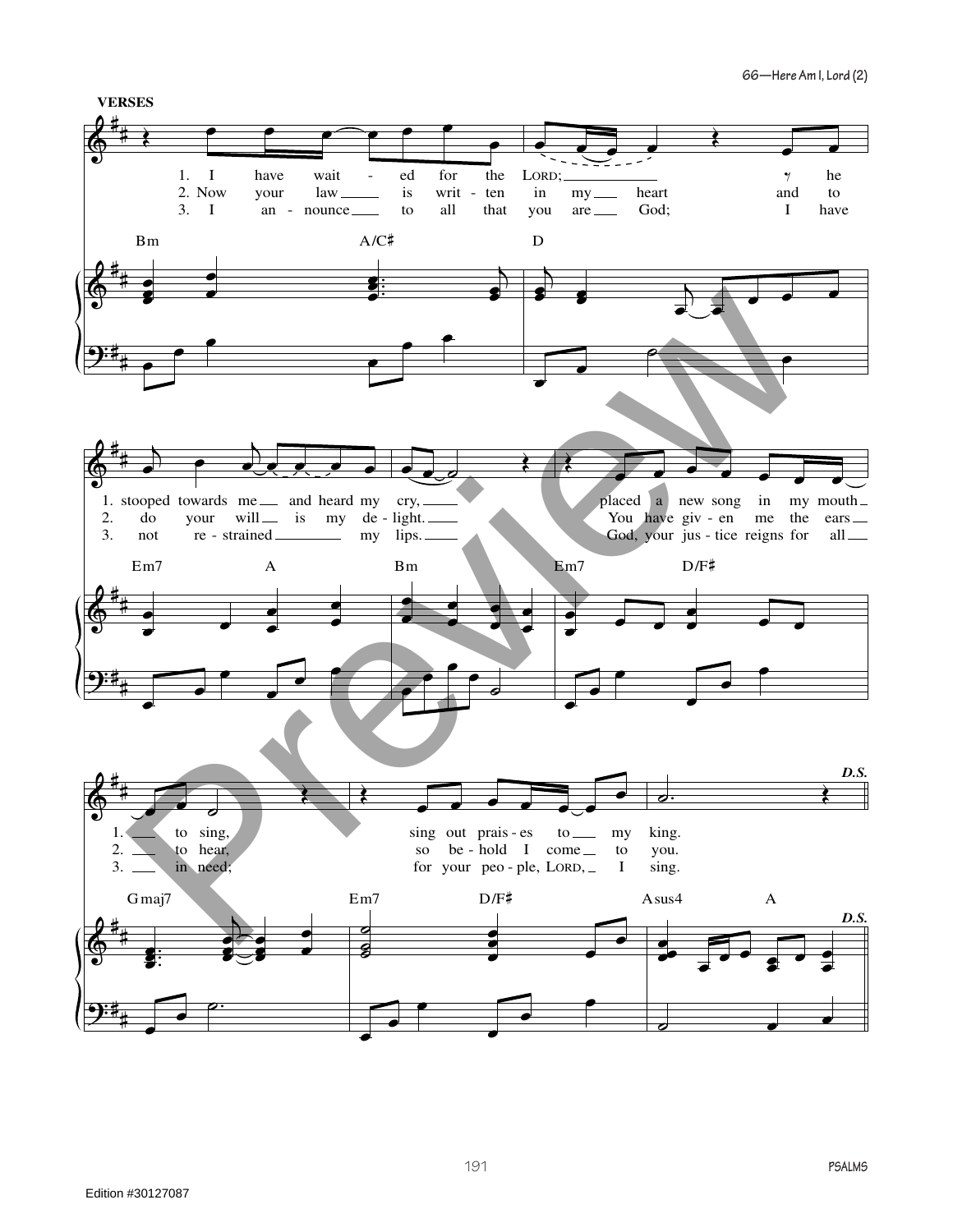**VERSES**

1. I have wait - ed for the LORD; he
2. Now your law is writ - ten in my heart and to
3. I an - nounce to all that you are God; I have

Bm A/C♯ D

1. stooped towards me and heard my cry, placed a new song in my mouth
2. do your will is my de - light. You have giv - en me the ears
3. not re - strained my lips. God, your jus - tice reigns for all

Em7 A Bm Em7 D/F♯

1. to sing, sing out prais - es to my king.
2. to hear, so be - hold I come to you.
3. in need; for your peo - ple, LORD, I sing.

Gmaj7 Em7 D/F♯ Asus4 A

*D.S.*